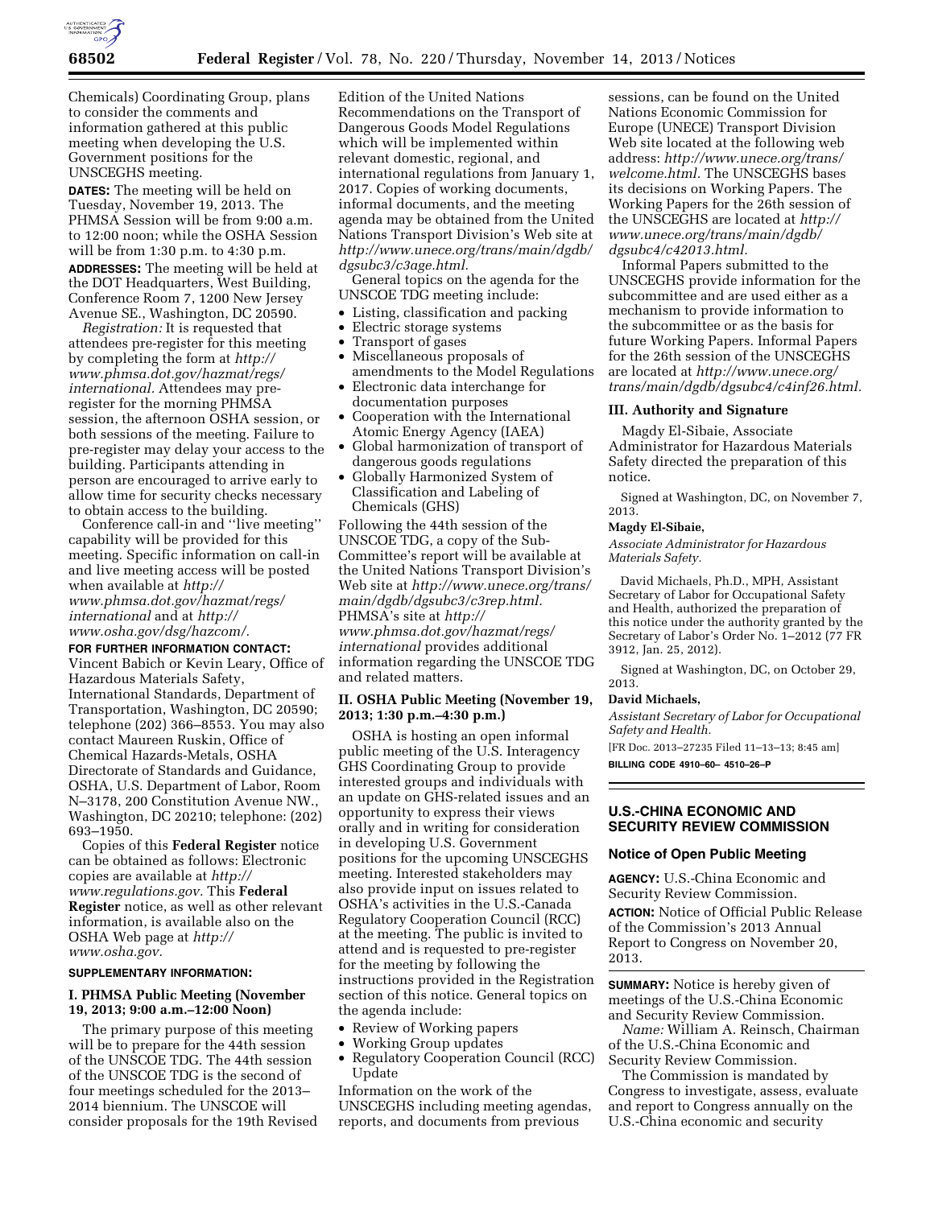Chemicals) Coordinating Group, plans to consider the comments and information gathered at this public meeting when developing the U.S. Government positions for the UNSCEGHS meeting.

**DATES:** The meeting will be held on Tuesday, November 19, 2013. The PHMSA Session will be from 9:00 a.m. to 12:00 noon; while the OSHA Session will be from 1:30 p.m. to 4:30 p.m.

**ADDRESSES:** The meeting will be held at the DOT Headquarters, West Building, Conference Room 7, 1200 New Jersey Avenue SE., Washington, DC 20590.

*Registration:* It is requested that attendees pre-register for this meeting by completing the form at *http://www.phmsa.dot.gov/hazmat/regs/international.* Attendees may pre-register for the morning PHMSA session, the afternoon OSHA session, or both sessions of the meeting. Failure to pre-register may delay your access to the building. Participants attending in person are encouraged to arrive early to allow time for security checks necessary to obtain access to the building.

Conference call-in and ''live meeting'' capability will be provided for this meeting. Specific information on call-in and live meeting access will be posted when available at *http://www.phmsa.dot.gov/hazmat/regs/international* and at *http://www.osha.gov/dsg/hazcom/.*

**FOR FURTHER INFORMATION CONTACT:** Vincent Babich or Kevin Leary, Office of Hazardous Materials Safety, International Standards, Department of Transportation, Washington, DC 20590; telephone (202) 366–8553. You may also contact Maureen Ruskin, Office of Chemical Hazards-Metals, OSHA Directorate of Standards and Guidance, OSHA, U.S. Department of Labor, Room N–3178, 200 Constitution Avenue NW., Washington, DC 20210; telephone: (202) 693–1950.

Copies of this **Federal Register** notice can be obtained as follows: Electronic copies are available at *http://www.regulations.gov.* This **Federal Register** notice, as well as other relevant information, is available also on the OSHA Web page at *http://www.osha.gov.*

**SUPPLEMENTARY INFORMATION:**

### I. PHMSA Public Meeting (November 19, 2013; 9:00 a.m.–12:00 Noon)

The primary purpose of this meeting will be to prepare for the 44th session of the UNSCOE TDG. The 44th session of the UNSCOE TDG is the second of four meetings scheduled for the 2013–2014 biennium. The UNSCOE will consider proposals for the 19th Revised Edition of the United Nations Recommendations on the Transport of Dangerous Goods Model Regulations which will be implemented within relevant domestic, regional, and international regulations from January 1, 2017. Copies of working documents, informal documents, and the meeting agenda may be obtained from the United Nations Transport Division's Web site at *http://www.unece.org/trans/main/dgdb/dgsubc3/c3age.html.*

General topics on the agenda for the UNSCOE TDG meeting include:

- Listing, classification and packing
- Electric storage systems
- Transport of gases
- Miscellaneous proposals of amendments to the Model Regulations
- Electronic data interchange for documentation purposes
- Cooperation with the International Atomic Energy Agency (IAEA)
- Global harmonization of transport of dangerous goods regulations
- Globally Harmonized System of Classification and Labeling of Chemicals (GHS)

Following the 44th session of the UNSCOE TDG, a copy of the Sub-Committee's report will be available at the United Nations Transport Division's Web site at *http://www.unece.org/trans/main/dgdb/dgsubc3/c3rep.html.* PHMSA's site at *http://www.phmsa.dot.gov/hazmat/regs/international* provides additional information regarding the UNSCOE TDG and related matters.

### II. OSHA Public Meeting (November 19, 2013; 1:30 p.m.–4:30 p.m.)

OSHA is hosting an open informal public meeting of the U.S. Interagency GHS Coordinating Group to provide interested groups and individuals with an update on GHS-related issues and an opportunity to express their views orally and in writing for consideration in developing U.S. Government positions for the upcoming UNSCEGHS meeting. Interested stakeholders may also provide input on issues related to OSHA's activities in the U.S.-Canada Regulatory Cooperation Council (RCC) at the meeting. The public is invited to attend and is requested to pre-register for the meeting by following the instructions provided in the Registration section of this notice. General topics on the agenda include:

- Review of Working papers
- Working Group updates
- Regulatory Cooperation Council (RCC) Update

Information on the work of the UNSCEGHS including meeting agendas, reports, and documents from previous sessions, can be found on the United Nations Economic Commission for Europe (UNECE) Transport Division Web site located at the following web address: *http://www.unece.org/trans/welcome.html.* The UNSCEGHS bases its decisions on Working Papers. The Working Papers for the 26th session of the UNSCEGHS are located at *http://www.unece.org/trans/main/dgdb/dgsubc4/c42013.html.*

Informal Papers submitted to the UNSCEGHS provide information for the subcommittee and are used either as a mechanism to provide information to the subcommittee or as the basis for future Working Papers. Informal Papers for the 26th session of the UNSCEGHS are located at *http://www.unece.org/trans/main/dgdb/dgsubc4/c4inf26.html.*

### III. Authority and Signature

Magdy El-Sibaie, Associate Administrator for Hazardous Materials Safety directed the preparation of this notice.

Signed at Washington, DC, on November 7, 2013.

**Magdy El-Sibaie,**

*Associate Administrator for Hazardous Materials Safety.*

David Michaels, Ph.D., MPH, Assistant Secretary of Labor for Occupational Safety and Health, authorized the preparation of this notice under the authority granted by the Secretary of Labor's Order No. 1–2012 (77 FR 3912, Jan. 25, 2012).

Signed at Washington, DC, on October 29, 2013.

**David Michaels,**

*Assistant Secretary of Labor for Occupational Safety and Health.*

[FR Doc. 2013–27235 Filed 11–13–13; 8:45 am]

**BILLING CODE 4910–60– 4510–26–P**

## U.S.-CHINA ECONOMIC AND SECURITY REVIEW COMMISSION

### Notice of Open Public Meeting

**AGENCY:** U.S.-China Economic and Security Review Commission.

**ACTION:** Notice of Official Public Release of the Commission's 2013 Annual Report to Congress on November 20, 2013.

**SUMMARY:** Notice is hereby given of meetings of the U.S.-China Economic and Security Review Commission.

*Name:* William A. Reinsch, Chairman of the U.S.-China Economic and Security Review Commission.

The Commission is mandated by Congress to investigate, assess, evaluate and report to Congress annually on the U.S.-China economic and security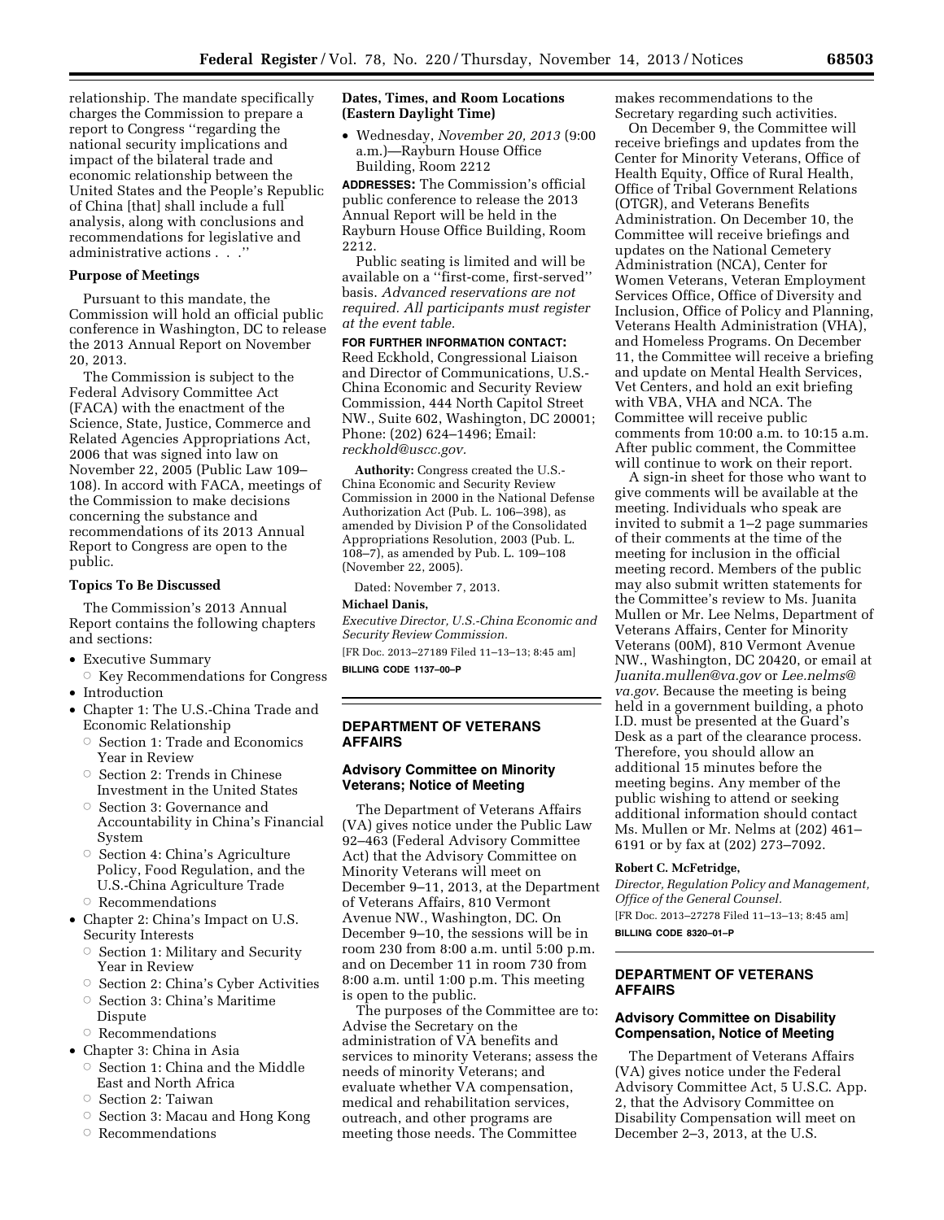relationship. The mandate specifically charges the Commission to prepare a report to Congress ''regarding the national security implications and impact of the bilateral trade and economic relationship between the United States and the People's Republic of China [that] shall include a full analysis, along with conclusions and recommendations for legislative and administrative actions . . .''

### Purpose of Meetings

Pursuant to this mandate, the Commission will hold an official public conference in Washington, DC to release the 2013 Annual Report on November 20, 2013.

The Commission is subject to the Federal Advisory Committee Act (FACA) with the enactment of the Science, State, Justice, Commerce and Related Agencies Appropriations Act, 2006 that was signed into law on November 22, 2005 (Public Law 109–108). In accord with FACA, meetings of the Commission to make decisions concerning the substance and recommendations of its 2013 Annual Report to Congress are open to the public.

### Topics To Be Discussed

The Commission's 2013 Annual Report contains the following chapters and sections:

- Executive Summary
  - Key Recommendations for Congress
- Introduction
- Chapter 1: The U.S.-China Trade and Economic Relationship
  - Section 1: Trade and Economics Year in Review
  - Section 2: Trends in Chinese Investment in the United States
  - Section 3: Governance and Accountability in China's Financial System
  - Section 4: China's Agriculture Policy, Food Regulation, and the U.S.-China Agriculture Trade
  - Recommendations
- Chapter 2: China's Impact on U.S. Security Interests
  - Section 1: Military and Security Year in Review
  - Section 2: China's Cyber Activities
  - Section 3: China's Maritime Dispute
  - Recommendations
- Chapter 3: China in Asia
  - Section 1: China and the Middle East and North Africa
  - Section 2: Taiwan
  - Section 3: Macau and Hong Kong
  - Recommendations

### Dates, Times, and Room Locations (Eastern Daylight Time)

- Wednesday, *November 20, 2013* (9:00 a.m.)—Rayburn House Office Building, Room 2212

**ADDRESSES:** The Commission's official public conference to release the 2013 Annual Report will be held in the Rayburn House Office Building, Room 2212.

Public seating is limited and will be available on a ''first-come, first-served'' basis. *Advanced reservations are not required. All participants must register at the event table.*

**FOR FURTHER INFORMATION CONTACT:** Reed Eckhold, Congressional Liaison and Director of Communications, U.S.-China Economic and Security Review Commission, 444 North Capitol Street NW., Suite 602, Washington, DC 20001; Phone: (202) 624–1496; Email: *reckhold@uscc.gov*.

**Authority:** Congress created the U.S.-China Economic and Security Review Commission in 2000 in the National Defense Authorization Act (Pub. L. 106–398), as amended by Division P of the Consolidated Appropriations Resolution, 2003 (Pub. L. 108–7), as amended by Pub. L. 109–108 (November 22, 2005).

Dated: November 7, 2013.

**Michael Danis,**

*Executive Director, U.S.-China Economic and Security Review Commission.*

[FR Doc. 2013–27189 Filed 11–13–13; 8:45 am]

**BILLING CODE 1137–00–P**

## DEPARTMENT OF VETERANS AFFAIRS

### Advisory Committee on Minority Veterans; Notice of Meeting

The Department of Veterans Affairs (VA) gives notice under the Public Law 92–463 (Federal Advisory Committee Act) that the Advisory Committee on Minority Veterans will meet on December 9–11, 2013, at the Department of Veterans Affairs, 810 Vermont Avenue NW., Washington, DC. On December 9–10, the sessions will be in room 230 from 8:00 a.m. until 5:00 p.m. and on December 11 in room 730 from 8:00 a.m. until 1:00 p.m. This meeting is open to the public.

The purposes of the Committee are to: Advise the Secretary on the administration of VA benefits and services to minority Veterans; assess the needs of minority Veterans; and evaluate whether VA compensation, medical and rehabilitation services, outreach, and other programs are meeting those needs. The Committee makes recommendations to the Secretary regarding such activities.

On December 9, the Committee will receive briefings and updates from the Center for Minority Veterans, Office of Health Equity, Office of Rural Health, Office of Tribal Government Relations (OTGR), and Veterans Benefits Administration. On December 10, the Committee will receive briefings and updates on the National Cemetery Administration (NCA), Center for Women Veterans, Veteran Employment Services Office, Office of Diversity and Inclusion, Office of Policy and Planning, Veterans Health Administration (VHA), and Homeless Programs. On December 11, the Committee will receive a briefing and update on Mental Health Services, Vet Centers, and hold an exit briefing with VBA, VHA and NCA. The Committee will receive public comments from 10:00 a.m. to 10:15 a.m. After public comment, the Committee will continue to work on their report.

A sign-in sheet for those who want to give comments will be available at the meeting. Individuals who speak are invited to submit a 1–2 page summaries of their comments at the time of the meeting for inclusion in the official meeting record. Members of the public may also submit written statements for the Committee's review to Ms. Juanita Mullen or Mr. Lee Nelms, Department of Veterans Affairs, Center for Minority Veterans (00M), 810 Vermont Avenue NW., Washington, DC 20420, or email at *Juanita.mullen@va.gov* or *Lee.nelms@va.gov*. Because the meeting is being held in a government building, a photo I.D. must be presented at the Guard's Desk as a part of the clearance process. Therefore, you should allow an additional 15 minutes before the meeting begins. Any member of the public wishing to attend or seeking additional information should contact Ms. Mullen or Mr. Nelms at (202) 461–6191 or by fax at (202) 273–7092.

**Robert C. McFetridge,**

*Director, Regulation Policy and Management, Office of the General Counsel.*

[FR Doc. 2013–27278 Filed 11–13–13; 8:45 am]

**BILLING CODE 8320–01–P**

## DEPARTMENT OF VETERANS AFFAIRS

### Advisory Committee on Disability Compensation, Notice of Meeting

The Department of Veterans Affairs (VA) gives notice under the Federal Advisory Committee Act, 5 U.S.C. App. 2, that the Advisory Committee on Disability Compensation will meet on December 2–3, 2013, at the U.S.